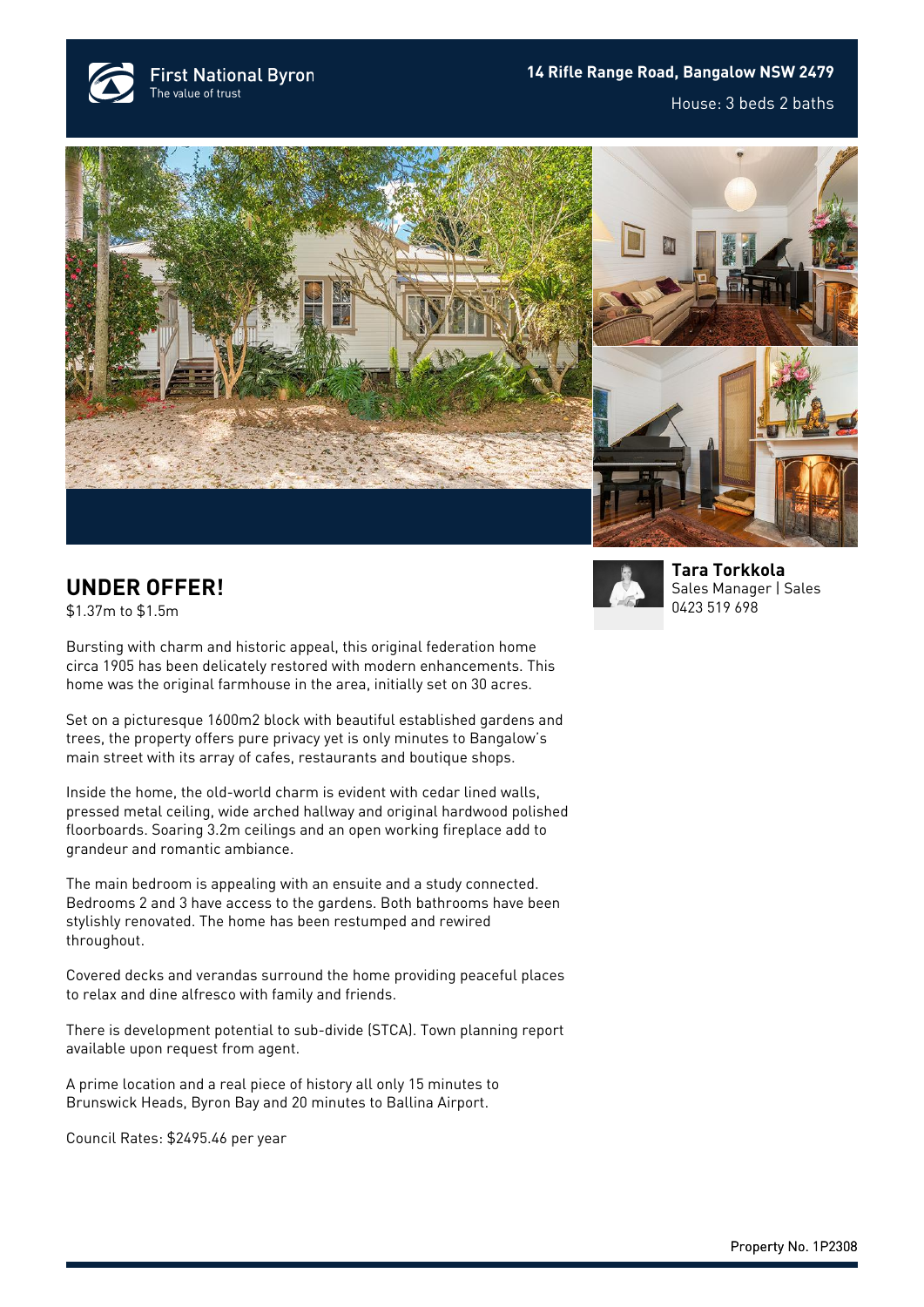First National Byron
The value of trust

**14 Rifle Range Road, Bangalow NSW 2479**

House: 3 beds 2 baths

## UNDER OFFER!

$1.37m to $1.5m

**Tara Torkkola**
Sales Manager | Sales
0423 519 698

Bursting with charm and historic appeal, this original federation home circa 1905 has been delicately restored with modern enhancements. This home was the original farmhouse in the area, initially set on 30 acres.

Set on a picturesque 1600m2 block with beautiful established gardens and trees, the property offers pure privacy yet is only minutes to Bangalow's main street with its array of cafes, restaurants and boutique shops.

Inside the home, the old-world charm is evident with cedar lined walls, pressed metal ceiling, wide arched hallway and original hardwood polished floorboards. Soaring 3.2m ceilings and an open working fireplace add to grandeur and romantic ambiance.

The main bedroom is appealing with an ensuite and a study connected. Bedrooms 2 and 3 have access to the gardens. Both bathrooms have been stylishly renovated. The home has been restumped and rewired throughout.

Covered decks and verandas surround the home providing peaceful places to relax and dine alfresco with family and friends.

There is development potential to sub-divide (STCA). Town planning report available upon request from agent.

A prime location and a real piece of history all only 15 minutes to Brunswick Heads, Byron Bay and 20 minutes to Ballina Airport.

Council Rates: $2495.46 per year

Property No. 1P2308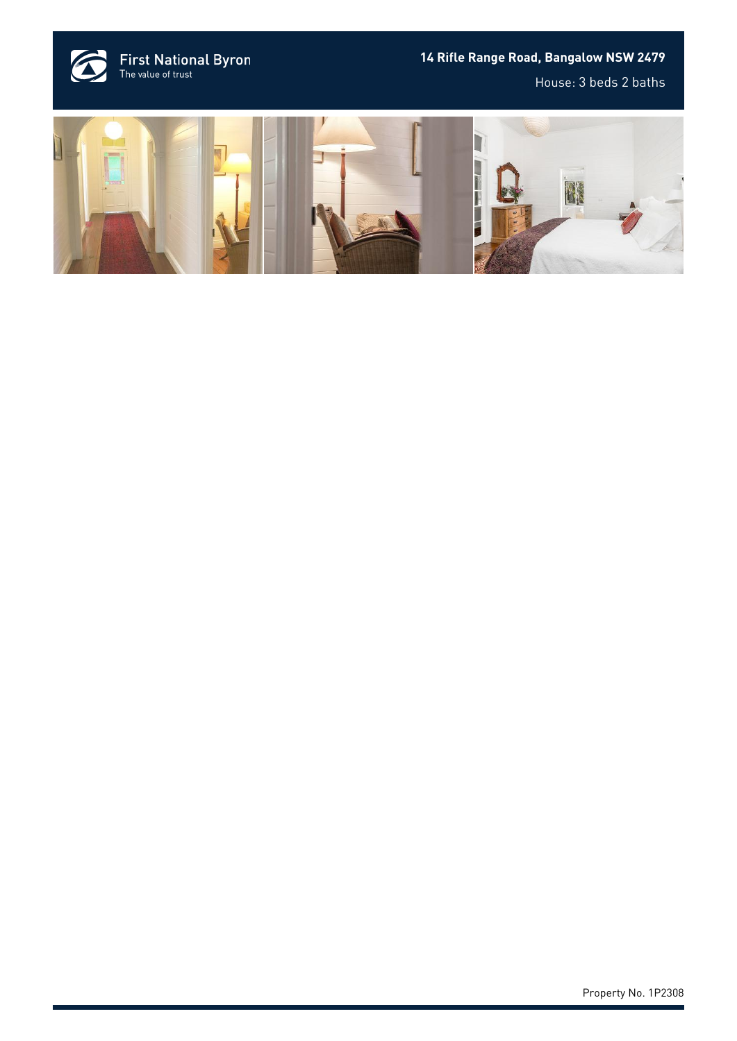First National Byron
The value of trust

**14 Rifle Range Road, Bangalow NSW 2479**

House: 3 beds 2 baths

Property No. 1P2308